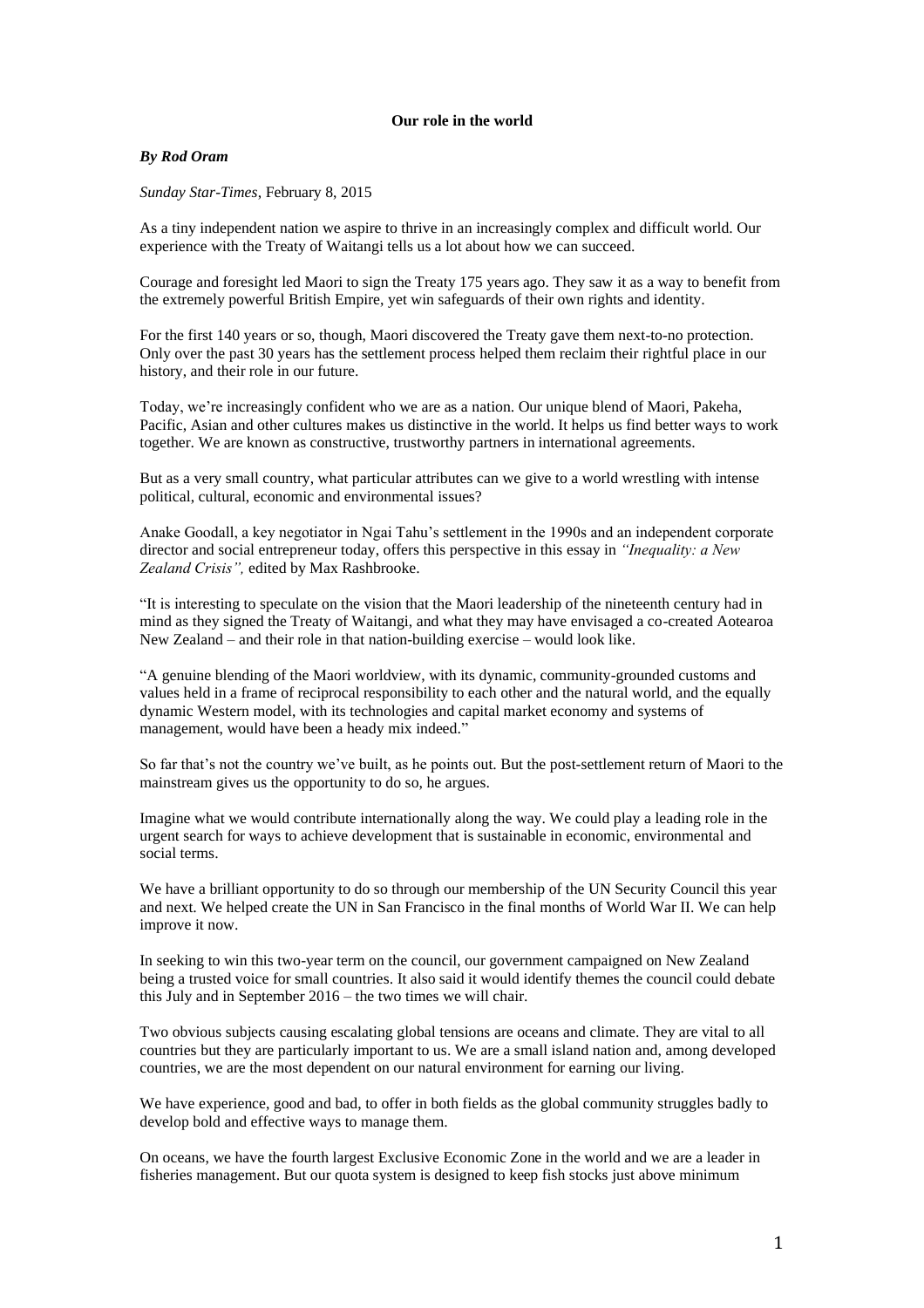**Our role in the world**

***By Rod Oram***

*Sunday Star-Times,* February 8, 2015

As a tiny independent nation we aspire to thrive in an increasingly complex and difficult world. Our experience with the Treaty of Waitangi tells us a lot about how we can succeed.

Courage and foresight led Maori to sign the Treaty 175 years ago. They saw it as a way to benefit from the extremely powerful British Empire, yet win safeguards of their own rights and identity.

For the first 140 years or so, though, Maori discovered the Treaty gave them next-to-no protection. Only over the past 30 years has the settlement process helped them reclaim their rightful place in our history, and their role in our future.

Today, we're increasingly confident who we are as a nation. Our unique blend of Maori, Pakeha, Pacific, Asian and other cultures makes us distinctive in the world. It helps us find better ways to work together. We are known as constructive, trustworthy partners in international agreements.

But as a very small country, what particular attributes can we give to a world wrestling with intense political, cultural, economic and environmental issues?

Anake Goodall, a key negotiator in Ngai Tahu's settlement in the 1990s and an independent corporate director and social entrepreneur today, offers this perspective in this essay in *"Inequality: a New Zealand Crisis",* edited by Max Rashbrooke.

"It is interesting to speculate on the vision that the Maori leadership of the nineteenth century had in mind as they signed the Treaty of Waitangi, and what they may have envisaged a co-created Aotearoa New Zealand – and their role in that nation-building exercise – would look like.

"A genuine blending of the Maori worldview, with its dynamic, community-grounded customs and values held in a frame of reciprocal responsibility to each other and the natural world, and the equally dynamic Western model, with its technologies and capital market economy and systems of management, would have been a heady mix indeed."

So far that's not the country we've built, as he points out. But the post-settlement return of Maori to the mainstream gives us the opportunity to do so, he argues.

Imagine what we would contribute internationally along the way. We could play a leading role in the urgent search for ways to achieve development that is sustainable in economic, environmental and social terms.

We have a brilliant opportunity to do so through our membership of the UN Security Council this year and next. We helped create the UN in San Francisco in the final months of World War II. We can help improve it now.

In seeking to win this two-year term on the council, our government campaigned on New Zealand being a trusted voice for small countries. It also said it would identify themes the council could debate this July and in September 2016 – the two times we will chair.

Two obvious subjects causing escalating global tensions are oceans and climate. They are vital to all countries but they are particularly important to us. We are a small island nation and, among developed countries, we are the most dependent on our natural environment for earning our living.

We have experience, good and bad, to offer in both fields as the global community struggles badly to develop bold and effective ways to manage them.

On oceans, we have the fourth largest Exclusive Economic Zone in the world and we are a leader in fisheries management. But our quota system is designed to keep fish stocks just above minimum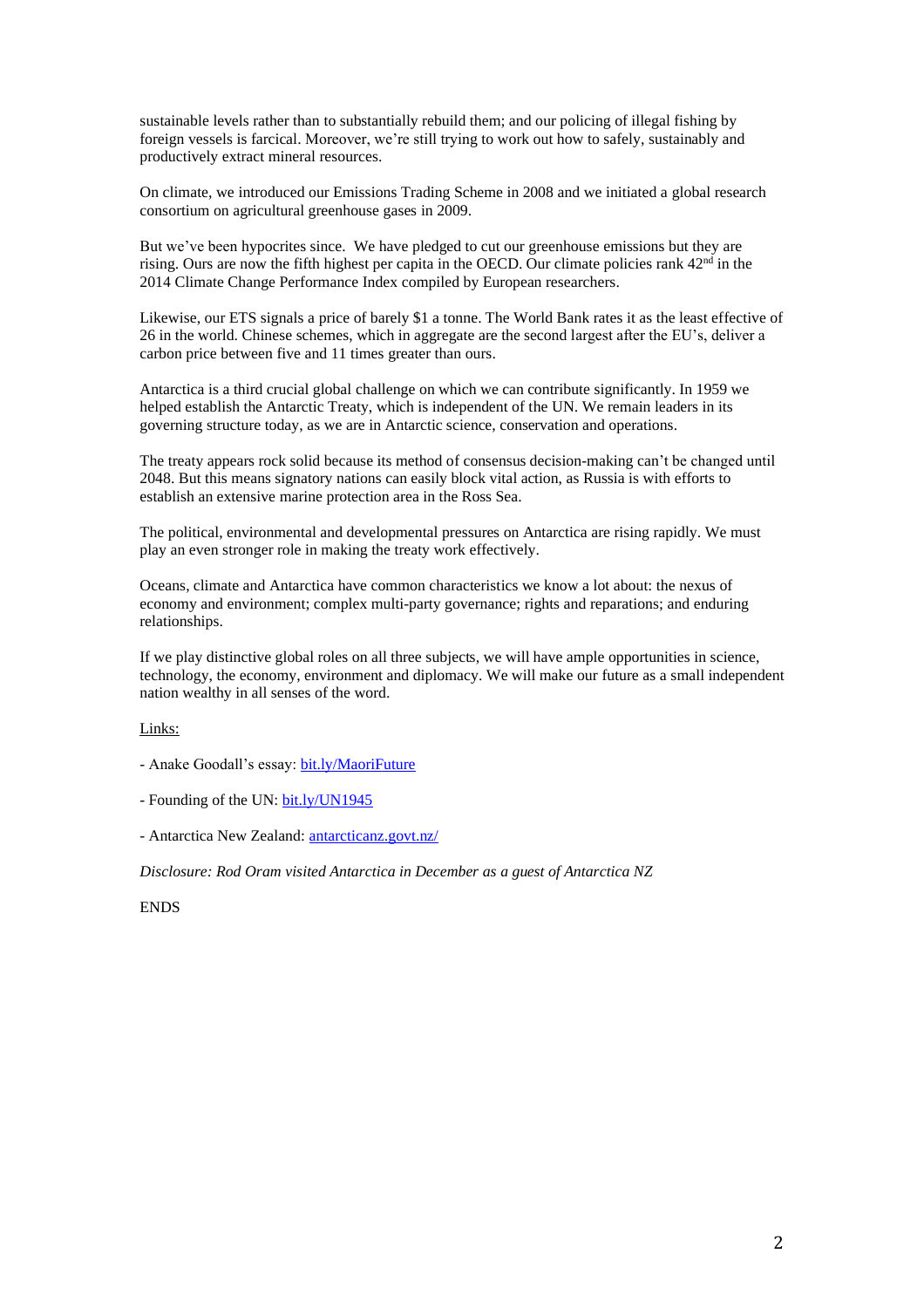sustainable levels rather than to substantially rebuild them; and our policing of illegal fishing by foreign vessels is farcical. Moreover, we're still trying to work out how to safely, sustainably and productively extract mineral resources.

On climate, we introduced our Emissions Trading Scheme in 2008 and we initiated a global research consortium on agricultural greenhouse gases in 2009.

But we've been hypocrites since. We have pledged to cut our greenhouse emissions but they are rising. Ours are now the fifth highest per capita in the OECD. Our climate policies rank 42nd in the 2014 Climate Change Performance Index compiled by European researchers.

Likewise, our ETS signals a price of barely $1 a tonne. The World Bank rates it as the least effective of 26 in the world. Chinese schemes, which in aggregate are the second largest after the EU's, deliver a carbon price between five and 11 times greater than ours.

Antarctica is a third crucial global challenge on which we can contribute significantly. In 1959 we helped establish the Antarctic Treaty, which is independent of the UN. We remain leaders in its governing structure today, as we are in Antarctic science, conservation and operations.

The treaty appears rock solid because its method of consensus decision-making can't be changed until 2048. But this means signatory nations can easily block vital action, as Russia is with efforts to establish an extensive marine protection area in the Ross Sea.

The political, environmental and developmental pressures on Antarctica are rising rapidly. We must play an even stronger role in making the treaty work effectively.

Oceans, climate and Antarctica have common characteristics we know a lot about: the nexus of economy and environment; complex multi-party governance; rights and reparations; and enduring relationships.

If we play distinctive global roles on all three subjects, we will have ample opportunities in science, technology, the economy, environment and diplomacy. We will make our future as a small independent nation wealthy in all senses of the word.

Links:

- Anake Goodall's essay: bit.ly/MaoriFuture

- Founding of the UN: bit.ly/UN1945

- Antarctica New Zealand: antarcticanz.govt.nz/

*Disclosure: Rod Oram visited Antarctica in December as a guest of Antarctica NZ*

ENDS